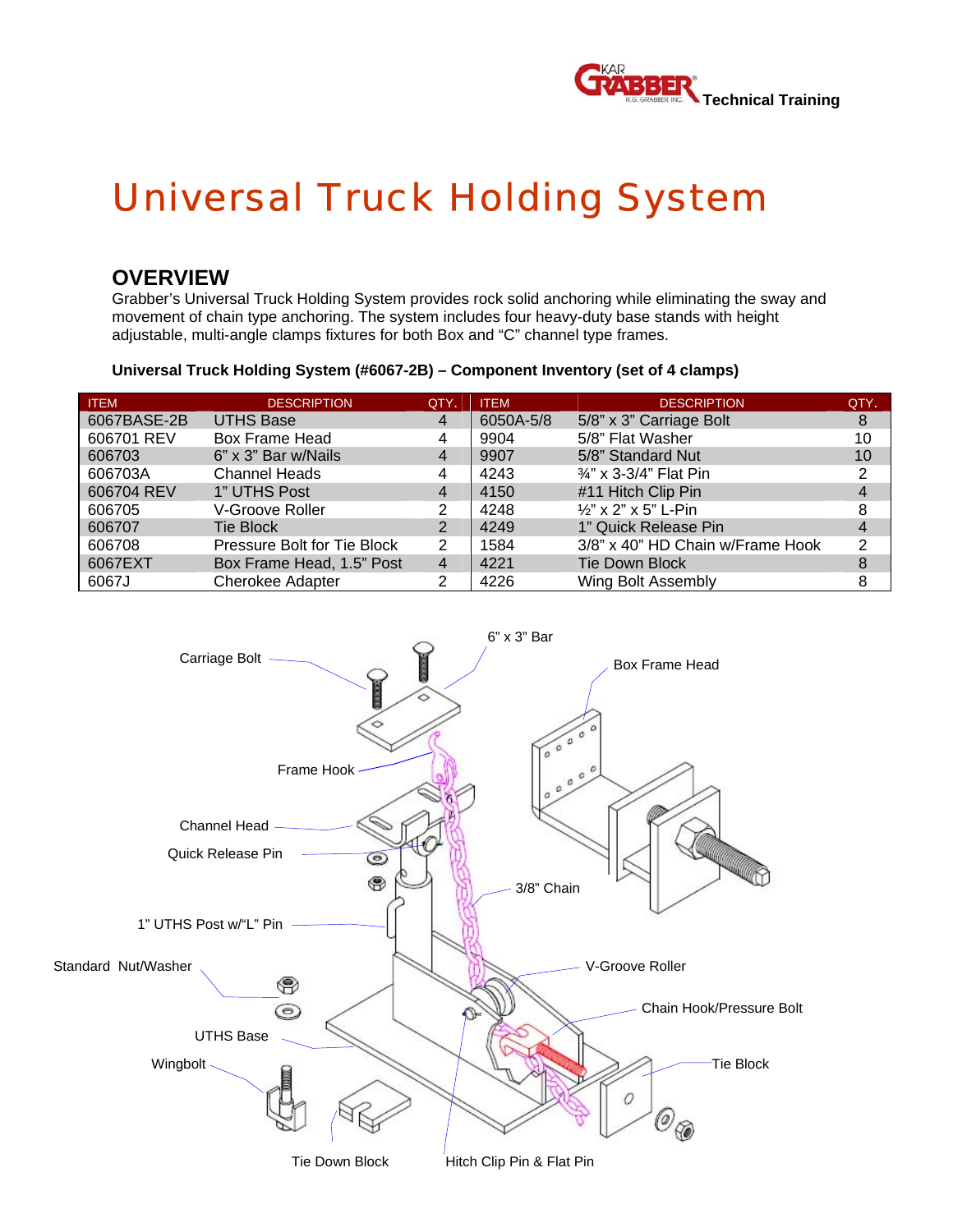# Universal Truck Holding System

## OVERVIEW

Grabber's Universal Truck Holding System provides rock solid anchoring while eliminating the sway and movement of chain type anchoring. The system includes four heavy-duty base stands with height adjustable, multi-angle clamps fixtures for both Box and "C" channel type frames.

**Universal Truck Holding System (#6067-2B) – Component Inventory (set of 4 clamps)**

| ITEM | DESCRIPTION | QTY. | ITEM | DESCRIPTION | QTY. |
|---|---|---|---|---|---|
| 6067BASE-2B | UTHS Base | 4 | 6050A-5/8 | 5/8" x 3" Carriage Bolt | 8 |
| 606701 REV | Box Frame Head | 4 | 9904 | 5/8" Flat Washer | 10 |
| 606703 | 6" x 3" Bar w/Nails | 4 | 9907 | 5/8" Standard Nut | 10 |
| 606703A | Channel Heads | 4 | 4243 | ¾" x 3-3/4" Flat Pin | 2 |
| 606704 REV | 1" UTHS Post | 4 | 4150 | #11 Hitch Clip Pin | 4 |
| 606705 | V-Groove Roller | 2 | 4248 | ½" x 2" x 5" L-Pin | 8 |
| 606707 | Tie Block | 2 | 4249 | 1" Quick Release Pin | 4 |
| 606708 | Pressure Bolt for Tie Block | 2 | 1584 | 3/8" x 40" HD Chain w/Frame Hook | 2 |
| 6067EXT | Box Frame Head, 1.5" Post | 4 | 4221 | Tie Down Block | 8 |
| 6067J | Cherokee Adapter | 2 | 4226 | Wing Bolt Assembly | 8 |

Carriage Bolt
6" x 3" Bar
Box Frame Head
Frame Hook
Channel Head
Quick Release Pin
3/8" Chain
1" UTHS Post w/"L" Pin
Standard Nut/Washer
V-Groove Roller
Chain Hook/Pressure Bolt
UTHS Base
Wingbolt
Tie Block
Tie Down Block
Hitch Clip Pin & Flat Pin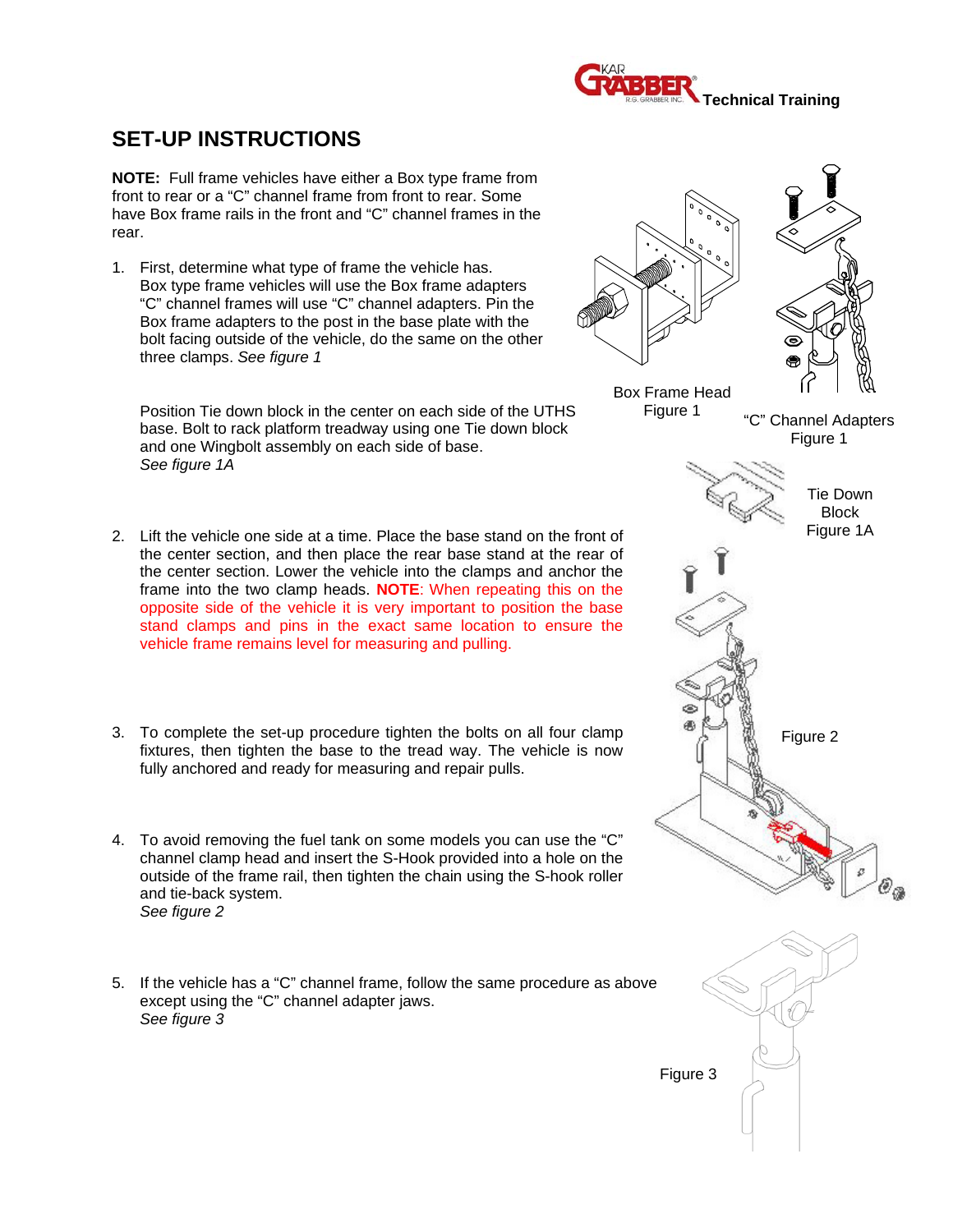# SET-UP INSTRUCTIONS

**NOTE:** Full frame vehicles have either a Box type frame from front to rear or a "C" channel frame from front to rear. Some have Box frame rails in the front and "C" channel frames in the rear.

1. First, determine what type of frame the vehicle has. Box type frame vehicles will use the Box frame adapters "C" channel frames will use "C" channel adapters. Pin the Box frame adapters to the post in the base plate with the bolt facing outside of the vehicle, do the same on the other three clamps. *See figure 1*

   Position Tie down block in the center on each side of the UTHS base. Bolt to rack platform treadway using one Tie down block and one Wingbolt assembly on each side of base. *See figure 1A*

Box Frame Head
Figure 1

"C" Channel Adapters
Figure 1

Tie Down Block
Figure 1A

2. Lift the vehicle one side at a time. Place the base stand on the front of the center section, and then place the rear base stand at the rear of the center section. Lower the vehicle into the clamps and anchor the frame into the two clamp heads. **NOTE**: When repeating this on the opposite side of the vehicle it is very important to position the base stand clamps and pins in the exact same location to ensure the vehicle frame remains level for measuring and pulling.

3. To complete the set-up procedure tighten the bolts on all four clamp fixtures, then tighten the base to the tread way. The vehicle is now fully anchored and ready for measuring and repair pulls.

4. To avoid removing the fuel tank on some models you can use the "C" channel clamp head and insert the S-Hook provided into a hole on the outside of the frame rail, then tighten the chain using the S-hook roller and tie-back system. *See figure 2*

Figure 2

5. If the vehicle has a "C" channel frame, follow the same procedure as above except using the "C" channel adapter jaws. *See figure 3*

Figure 3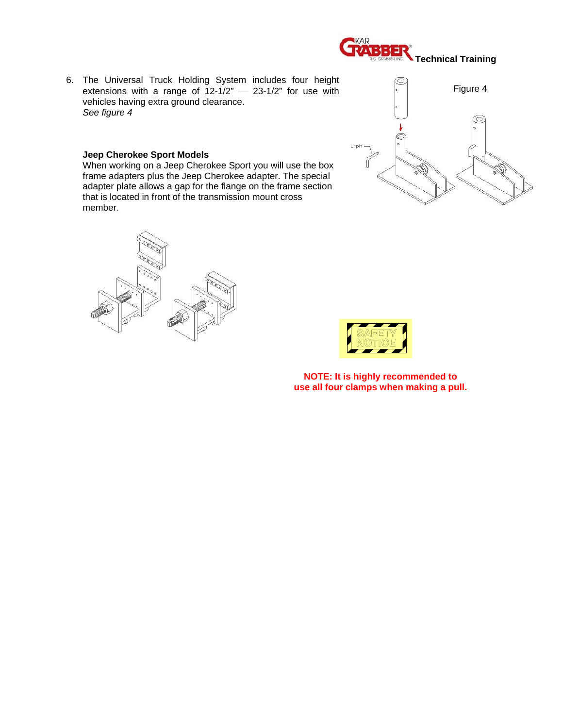6. The Universal Truck Holding System includes four height extensions with a range of 12-1/2" — 23-1/2" for use with vehicles having extra ground clearance.
   *See figure 4*

Figure 4

L-pin

**Jeep Cherokee Sport Models**

When working on a Jeep Cherokee Sport you will use the box frame adapters plus the Jeep Cherokee adapter. The special adapter plate allows a gap for the flange on the frame section that is located in front of the transmission mount cross member.

SAFETY NOTICE

**NOTE: It is highly recommended to use all four clamps when making a pull.**